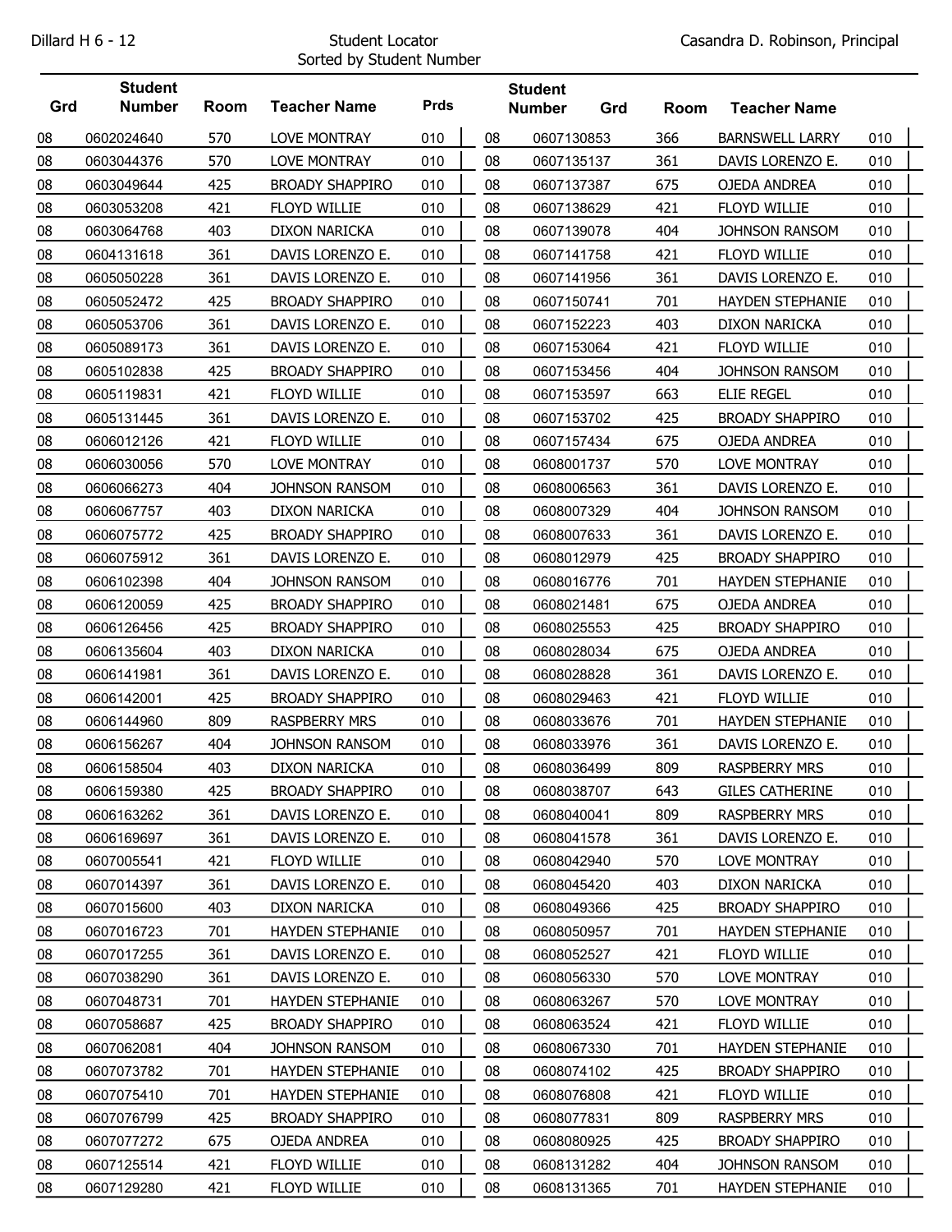Dillard H 6 - 12

# Student Locator

Sorted by Student Number

Casandra D. Robinson, Principal

| Grd | Student Number | Room | Teacher Name | Prds |
|---|---|---|---|---|
| 08 | 0602024640 | 570 | LOVE MONTRAY | 010 |
| 08 | 0603044376 | 570 | LOVE MONTRAY | 010 |
| 08 | 0603049644 | 425 | BROADY SHAPPIRO | 010 |
| 08 | 0603053208 | 421 | FLOYD WILLIE | 010 |
| 08 | 0603064768 | 403 | DIXON NARICKA | 010 |
| 08 | 0604131618 | 361 | DAVIS LORENZO E. | 010 |
| 08 | 0605050228 | 361 | DAVIS LORENZO E. | 010 |
| 08 | 0605052472 | 425 | BROADY SHAPPIRO | 010 |
| 08 | 0605053706 | 361 | DAVIS LORENZO E. | 010 |
| 08 | 0605089173 | 361 | DAVIS LORENZO E. | 010 |
| 08 | 0605102838 | 425 | BROADY SHAPPIRO | 010 |
| 08 | 0605119831 | 421 | FLOYD WILLIE | 010 |
| 08 | 0605131445 | 361 | DAVIS LORENZO E. | 010 |
| 08 | 0606012126 | 421 | FLOYD WILLIE | 010 |
| 08 | 0606030056 | 570 | LOVE MONTRAY | 010 |
| 08 | 0606066273 | 404 | JOHNSON RANSOM | 010 |
| 08 | 0606067757 | 403 | DIXON NARICKA | 010 |
| 08 | 0606075772 | 425 | BROADY SHAPPIRO | 010 |
| 08 | 0606075912 | 361 | DAVIS LORENZO E. | 010 |
| 08 | 0606102398 | 404 | JOHNSON RANSOM | 010 |
| 08 | 0606120059 | 425 | BROADY SHAPPIRO | 010 |
| 08 | 0606126456 | 425 | BROADY SHAPPIRO | 010 |
| 08 | 0606135604 | 403 | DIXON NARICKA | 010 |
| 08 | 0606141981 | 361 | DAVIS LORENZO E. | 010 |
| 08 | 0606142001 | 425 | BROADY SHAPPIRO | 010 |
| 08 | 0606144960 | 809 | RASPBERRY MRS | 010 |
| 08 | 0606156267 | 404 | JOHNSON RANSOM | 010 |
| 08 | 0606158504 | 403 | DIXON NARICKA | 010 |
| 08 | 0606159380 | 425 | BROADY SHAPPIRO | 010 |
| 08 | 0606163262 | 361 | DAVIS LORENZO E. | 010 |
| 08 | 0606169697 | 361 | DAVIS LORENZO E. | 010 |
| 08 | 0607005541 | 421 | FLOYD WILLIE | 010 |
| 08 | 0607014397 | 361 | DAVIS LORENZO E. | 010 |
| 08 | 0607015600 | 403 | DIXON NARICKA | 010 |
| 08 | 0607016723 | 701 | HAYDEN STEPHANIE | 010 |
| 08 | 0607017255 | 361 | DAVIS LORENZO E. | 010 |
| 08 | 0607038290 | 361 | DAVIS LORENZO E. | 010 |
| 08 | 0607048731 | 701 | HAYDEN STEPHANIE | 010 |
| 08 | 0607058687 | 425 | BROADY SHAPPIRO | 010 |
| 08 | 0607062081 | 404 | JOHNSON RANSOM | 010 |
| 08 | 0607073782 | 701 | HAYDEN STEPHANIE | 010 |
| 08 | 0607075410 | 701 | HAYDEN STEPHANIE | 010 |
| 08 | 0607076799 | 425 | BROADY SHAPPIRO | 010 |
| 08 | 0607077272 | 675 | OJEDA ANDREA | 010 |
| 08 | 0607125514 | 421 | FLOYD WILLIE | 010 |
| 08 | 0607129280 | 421 | FLOYD WILLIE | 010 |
| 08 | 0607130853 | 366 | BARNSWELL LARRY | 010 |
| 08 | 0607135137 | 361 | DAVIS LORENZO E. | 010 |
| 08 | 0607137387 | 675 | OJEDA ANDREA | 010 |
| 08 | 0607138629 | 421 | FLOYD WILLIE | 010 |
| 08 | 0607139078 | 404 | JOHNSON RANSOM | 010 |
| 08 | 0607141758 | 421 | FLOYD WILLIE | 010 |
| 08 | 0607141956 | 361 | DAVIS LORENZO E. | 010 |
| 08 | 0607150741 | 701 | HAYDEN STEPHANIE | 010 |
| 08 | 0607152223 | 403 | DIXON NARICKA | 010 |
| 08 | 0607153064 | 421 | FLOYD WILLIE | 010 |
| 08 | 0607153456 | 404 | JOHNSON RANSOM | 010 |
| 08 | 0607153597 | 663 | ELIE REGEL | 010 |
| 08 | 0607153702 | 425 | BROADY SHAPPIRO | 010 |
| 08 | 0607157434 | 675 | OJEDA ANDREA | 010 |
| 08 | 0608001737 | 570 | LOVE MONTRAY | 010 |
| 08 | 0608006563 | 361 | DAVIS LORENZO E. | 010 |
| 08 | 0608007329 | 404 | JOHNSON RANSOM | 010 |
| 08 | 0608007633 | 361 | DAVIS LORENZO E. | 010 |
| 08 | 0608012979 | 425 | BROADY SHAPPIRO | 010 |
| 08 | 0608016776 | 701 | HAYDEN STEPHANIE | 010 |
| 08 | 0608021481 | 675 | OJEDA ANDREA | 010 |
| 08 | 0608025553 | 425 | BROADY SHAPPIRO | 010 |
| 08 | 0608028034 | 675 | OJEDA ANDREA | 010 |
| 08 | 0608028828 | 361 | DAVIS LORENZO E. | 010 |
| 08 | 0608029463 | 421 | FLOYD WILLIE | 010 |
| 08 | 0608033676 | 701 | HAYDEN STEPHANIE | 010 |
| 08 | 0608033976 | 361 | DAVIS LORENZO E. | 010 |
| 08 | 0608036499 | 809 | RASPBERRY MRS | 010 |
| 08 | 0608038707 | 643 | GILES CATHERINE | 010 |
| 08 | 0608040041 | 809 | RASPBERRY MRS | 010 |
| 08 | 0608041578 | 361 | DAVIS LORENZO E. | 010 |
| 08 | 0608042940 | 570 | LOVE MONTRAY | 010 |
| 08 | 0608045420 | 403 | DIXON NARICKA | 010 |
| 08 | 0608049366 | 425 | BROADY SHAPPIRO | 010 |
| 08 | 0608050957 | 701 | HAYDEN STEPHANIE | 010 |
| 08 | 0608052527 | 421 | FLOYD WILLIE | 010 |
| 08 | 0608056330 | 570 | LOVE MONTRAY | 010 |
| 08 | 0608063267 | 570 | LOVE MONTRAY | 010 |
| 08 | 0608063524 | 421 | FLOYD WILLIE | 010 |
| 08 | 0608067330 | 701 | HAYDEN STEPHANIE | 010 |
| 08 | 0608074102 | 425 | BROADY SHAPPIRO | 010 |
| 08 | 0608076808 | 421 | FLOYD WILLIE | 010 |
| 08 | 0608077831 | 809 | RASPBERRY MRS | 010 |
| 08 | 0608080925 | 425 | BROADY SHAPPIRO | 010 |
| 08 | 0608131282 | 404 | JOHNSON RANSOM | 010 |
| 08 | 0608131365 | 701 | HAYDEN STEPHANIE | 010 |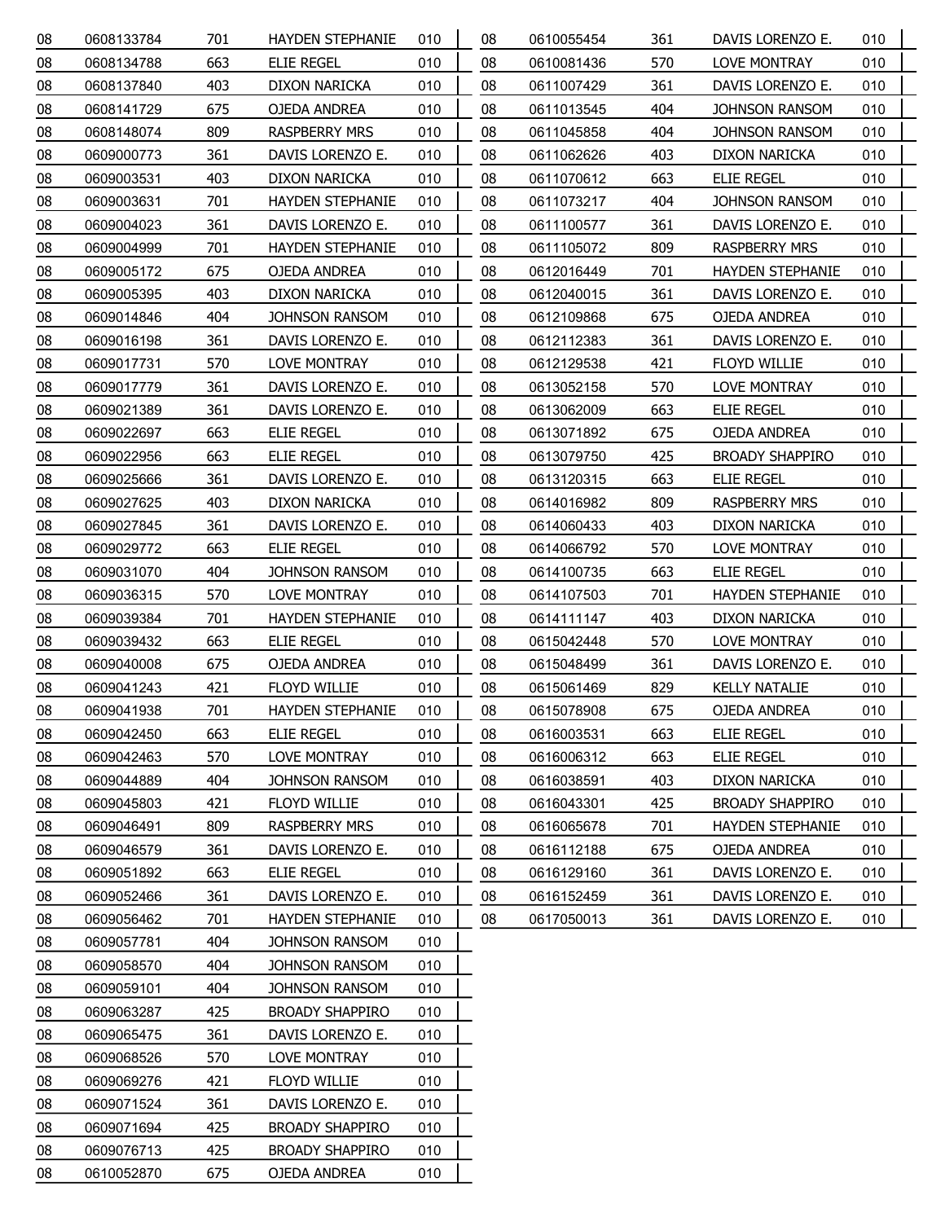| | | | | |
|---|---|---|---|---|
| 08 | 0608133784 | 701 | HAYDEN STEPHANIE | 010 |
| 08 | 0608134788 | 663 | ELIE REGEL | 010 |
| 08 | 0608137840 | 403 | DIXON NARICKA | 010 |
| 08 | 0608141729 | 675 | OJEDA ANDREA | 010 |
| 08 | 0608148074 | 809 | RASPBERRY MRS | 010 |
| 08 | 0609000773 | 361 | DAVIS LORENZO E. | 010 |
| 08 | 0609003531 | 403 | DIXON NARICKA | 010 |
| 08 | 0609003631 | 701 | HAYDEN STEPHANIE | 010 |
| 08 | 0609004023 | 361 | DAVIS LORENZO E. | 010 |
| 08 | 0609004999 | 701 | HAYDEN STEPHANIE | 010 |
| 08 | 0609005172 | 675 | OJEDA ANDREA | 010 |
| 08 | 0609005395 | 403 | DIXON NARICKA | 010 |
| 08 | 0609014846 | 404 | JOHNSON RANSOM | 010 |
| 08 | 0609016198 | 361 | DAVIS LORENZO E. | 010 |
| 08 | 0609017731 | 570 | LOVE MONTRAY | 010 |
| 08 | 0609017779 | 361 | DAVIS LORENZO E. | 010 |
| 08 | 0609021389 | 361 | DAVIS LORENZO E. | 010 |
| 08 | 0609022697 | 663 | ELIE REGEL | 010 |
| 08 | 0609022956 | 663 | ELIE REGEL | 010 |
| 08 | 0609025666 | 361 | DAVIS LORENZO E. | 010 |
| 08 | 0609027625 | 403 | DIXON NARICKA | 010 |
| 08 | 0609027845 | 361 | DAVIS LORENZO E. | 010 |
| 08 | 0609029772 | 663 | ELIE REGEL | 010 |
| 08 | 0609031070 | 404 | JOHNSON RANSOM | 010 |
| 08 | 0609036315 | 570 | LOVE MONTRAY | 010 |
| 08 | 0609039384 | 701 | HAYDEN STEPHANIE | 010 |
| 08 | 0609039432 | 663 | ELIE REGEL | 010 |
| 08 | 0609040008 | 675 | OJEDA ANDREA | 010 |
| 08 | 0609041243 | 421 | FLOYD WILLIE | 010 |
| 08 | 0609041938 | 701 | HAYDEN STEPHANIE | 010 |
| 08 | 0609042450 | 663 | ELIE REGEL | 010 |
| 08 | 0609042463 | 570 | LOVE MONTRAY | 010 |
| 08 | 0609044889 | 404 | JOHNSON RANSOM | 010 |
| 08 | 0609045803 | 421 | FLOYD WILLIE | 010 |
| 08 | 0609046491 | 809 | RASPBERRY MRS | 010 |
| 08 | 0609046579 | 361 | DAVIS LORENZO E. | 010 |
| 08 | 0609051892 | 663 | ELIE REGEL | 010 |
| 08 | 0609052466 | 361 | DAVIS LORENZO E. | 010 |
| 08 | 0609056462 | 701 | HAYDEN STEPHANIE | 010 |
| 08 | 0609057781 | 404 | JOHNSON RANSOM | 010 |
| 08 | 0609058570 | 404 | JOHNSON RANSOM | 010 |
| 08 | 0609059101 | 404 | JOHNSON RANSOM | 010 |
| 08 | 0609063287 | 425 | BROADY SHAPPIRO | 010 |
| 08 | 0609065475 | 361 | DAVIS LORENZO E. | 010 |
| 08 | 0609068526 | 570 | LOVE MONTRAY | 010 |
| 08 | 0609069276 | 421 | FLOYD WILLIE | 010 |
| 08 | 0609071524 | 361 | DAVIS LORENZO E. | 010 |
| 08 | 0609071694 | 425 | BROADY SHAPPIRO | 010 |
| 08 | 0609076713 | 425 | BROADY SHAPPIRO | 010 |
| 08 | 0610052870 | 675 | OJEDA ANDREA | 010 |
| 08 | 0610055454 | 361 | DAVIS LORENZO E. | 010 |
| 08 | 0610081436 | 570 | LOVE MONTRAY | 010 |
| 08 | 0611007429 | 361 | DAVIS LORENZO E. | 010 |
| 08 | 0611013545 | 404 | JOHNSON RANSOM | 010 |
| 08 | 0611045858 | 404 | JOHNSON RANSOM | 010 |
| 08 | 0611062626 | 403 | DIXON NARICKA | 010 |
| 08 | 0611070612 | 663 | ELIE REGEL | 010 |
| 08 | 0611073217 | 404 | JOHNSON RANSOM | 010 |
| 08 | 0611100577 | 361 | DAVIS LORENZO E. | 010 |
| 08 | 0611105072 | 809 | RASPBERRY MRS | 010 |
| 08 | 0612016449 | 701 | HAYDEN STEPHANIE | 010 |
| 08 | 0612040015 | 361 | DAVIS LORENZO E. | 010 |
| 08 | 0612109868 | 675 | OJEDA ANDREA | 010 |
| 08 | 0612112383 | 361 | DAVIS LORENZO E. | 010 |
| 08 | 0612129538 | 421 | FLOYD WILLIE | 010 |
| 08 | 0613052158 | 570 | LOVE MONTRAY | 010 |
| 08 | 0613062009 | 663 | ELIE REGEL | 010 |
| 08 | 0613071892 | 675 | OJEDA ANDREA | 010 |
| 08 | 0613079750 | 425 | BROADY SHAPPIRO | 010 |
| 08 | 0613120315 | 663 | ELIE REGEL | 010 |
| 08 | 0614016982 | 809 | RASPBERRY MRS | 010 |
| 08 | 0614060433 | 403 | DIXON NARICKA | 010 |
| 08 | 0614066792 | 570 | LOVE MONTRAY | 010 |
| 08 | 0614100735 | 663 | ELIE REGEL | 010 |
| 08 | 0614107503 | 701 | HAYDEN STEPHANIE | 010 |
| 08 | 0614111147 | 403 | DIXON NARICKA | 010 |
| 08 | 0615042448 | 570 | LOVE MONTRAY | 010 |
| 08 | 0615048499 | 361 | DAVIS LORENZO E. | 010 |
| 08 | 0615061469 | 829 | KELLY NATALIE | 010 |
| 08 | 0615078908 | 675 | OJEDA ANDREA | 010 |
| 08 | 0616003531 | 663 | ELIE REGEL | 010 |
| 08 | 0616006312 | 663 | ELIE REGEL | 010 |
| 08 | 0616038591 | 403 | DIXON NARICKA | 010 |
| 08 | 0616043301 | 425 | BROADY SHAPPIRO | 010 |
| 08 | 0616065678 | 701 | HAYDEN STEPHANIE | 010 |
| 08 | 0616112188 | 675 | OJEDA ANDREA | 010 |
| 08 | 0616129160 | 361 | DAVIS LORENZO E. | 010 |
| 08 | 0616152459 | 361 | DAVIS LORENZO E. | 010 |
| 08 | 0617050013 | 361 | DAVIS LORENZO E. | 010 |